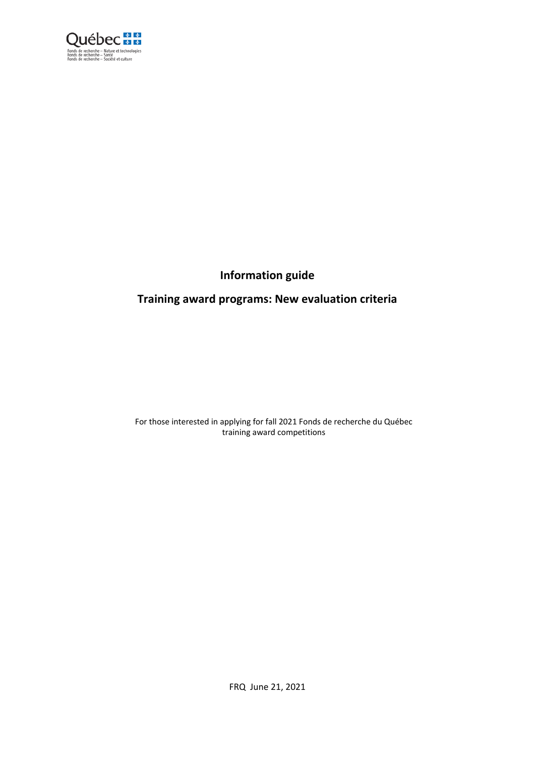Québec

Fonds de recherche – Nature et technologies
Fonds de recherche – Santé
Fonds de recherche – Société et culture

# Information guide

## Training award programs: New evaluation criteria

For those interested in applying for fall 2021 Fonds de recherche du Québec training award competitions

FRQ June 21, 2021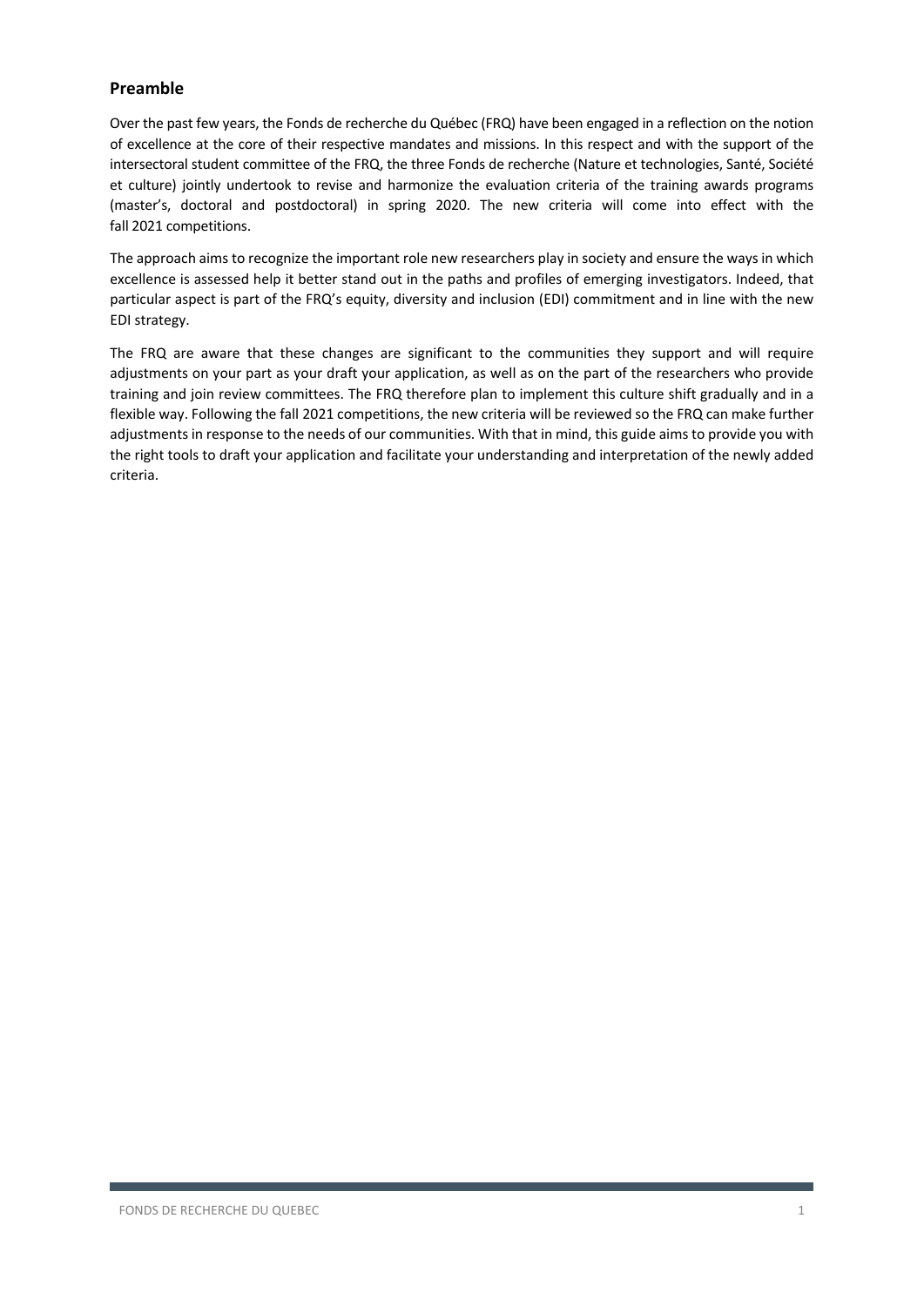## Preamble

Over the past few years, the Fonds de recherche du Québec (FRQ) have been engaged in a reflection on the notion of excellence at the core of their respective mandates and missions. In this respect and with the support of the intersectoral student committee of the FRQ, the three Fonds de recherche (Nature et technologies, Santé, Société et culture) jointly undertook to revise and harmonize the evaluation criteria of the training awards programs (master's, doctoral and postdoctoral) in spring 2020. The new criteria will come into effect with the fall 2021 competitions.

The approach aims to recognize the important role new researchers play in society and ensure the ways in which excellence is assessed help it better stand out in the paths and profiles of emerging investigators. Indeed, that particular aspect is part of the FRQ's equity, diversity and inclusion (EDI) commitment and in line with the new EDI strategy.

The FRQ are aware that these changes are significant to the communities they support and will require adjustments on your part as your draft your application, as well as on the part of the researchers who provide training and join review committees. The FRQ therefore plan to implement this culture shift gradually and in a flexible way. Following the fall 2021 competitions, the new criteria will be reviewed so the FRQ can make further adjustments in response to the needs of our communities. With that in mind, this guide aims to provide you with the right tools to draft your application and facilitate your understanding and interpretation of the newly added criteria.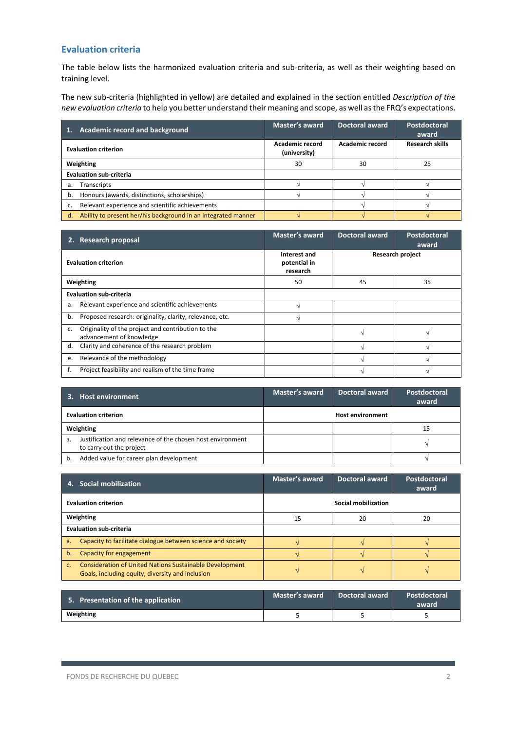## Evaluation criteria

The table below lists the harmonized evaluation criteria and sub-criteria, as well as their weighting based on training level.

The new sub-criteria (highlighted in yellow) are detailed and explained in the section entitled *Description of the new evaluation criteria* to help you better understand their meaning and scope, as well as the FRQ's expectations.

| 1. Academic record and background | Master's award | Doctoral award | Postdoctoral award |
|---|---|---|---|
| **Evaluation criterion** | **Academic record (university)** | **Academic record** | **Research skills** |
| **Weighting** | 30 | 30 | 25 |
| **Evaluation sub-criteria** | | | |
| a. Transcripts | √ | √ | √ |
| b. Honours (awards, distinctions, scholarships) | √ | √ | √ |
| c. Relevant experience and scientific achievements | | √ | √ |
| d. Ability to present her/his background in an integrated manner | √ | √ | √ |

| 2. Research proposal | Master's award | Doctoral award | Postdoctoral award |
|---|---|---|---|
| **Evaluation criterion** | **Interest and potential in research** | **Research project** | |
| **Weighting** | 50 | 45 | 35 |
| **Evaluation sub-criteria** | | | |
| a. Relevant experience and scientific achievements | √ | | |
| b. Proposed research: originality, clarity, relevance, etc. | √ | | |
| c. Originality of the project and contribution to the advancement of knowledge | | √ | √ |
| d. Clarity and coherence of the research problem | | √ | √ |
| e. Relevance of the methodology | | √ | √ |
| f. Project feasibility and realism of the time frame | | √ | √ |

| 3. Host environment | Master's award | Doctoral award | Postdoctoral award |
|---|---|---|---|
| **Evaluation criterion** | **Host environment** | | |
| **Weighting** | | | 15 |
| a. Justification and relevance of the chosen host environment to carry out the project | | | √ |
| b. Added value for career plan development | | | √ |

| 4. Social mobilization | Master's award | Doctoral award | Postdoctoral award |
|---|---|---|---|
| **Evaluation criterion** | **Social mobilization** | | |
| **Weighting** | 15 | 20 | 20 |
| **Evaluation sub-criteria** | | | |
| a. Capacity to facilitate dialogue between science and society | √ | √ | √ |
| b. Capacity for engagement | √ | √ | √ |
| c. Consideration of United Nations Sustainable Development Goals, including equity, diversity and inclusion | √ | √ | √ |

| 5. Presentation of the application | Master's award | Doctoral award | Postdoctoral award |
|---|---|---|---|
| **Weighting** | 5 | 5 | 5 |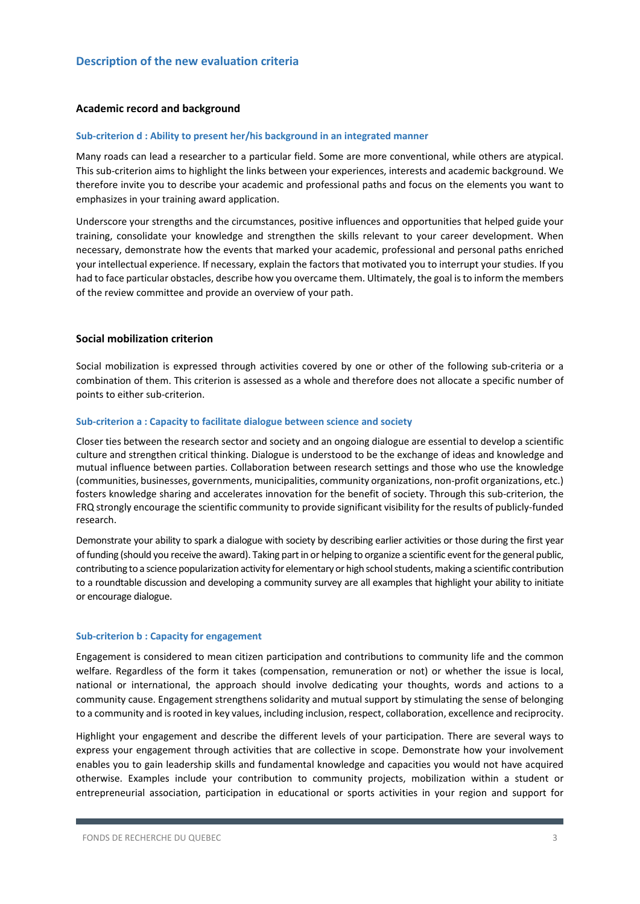## Description of the new evaluation criteria

### Academic record and background

#### Sub-criterion d : Ability to present her/his background in an integrated manner

Many roads can lead a researcher to a particular field. Some are more conventional, while others are atypical. This sub-criterion aims to highlight the links between your experiences, interests and academic background. We therefore invite you to describe your academic and professional paths and focus on the elements you want to emphasizes in your training award application.

Underscore your strengths and the circumstances, positive influences and opportunities that helped guide your training, consolidate your knowledge and strengthen the skills relevant to your career development. When necessary, demonstrate how the events that marked your academic, professional and personal paths enriched your intellectual experience. If necessary, explain the factors that motivated you to interrupt your studies. If you had to face particular obstacles, describe how you overcame them. Ultimately, the goal is to inform the members of the review committee and provide an overview of your path.

### Social mobilization criterion

Social mobilization is expressed through activities covered by one or other of the following sub-criteria or a combination of them. This criterion is assessed as a whole and therefore does not allocate a specific number of points to either sub-criterion.

#### Sub-criterion a : Capacity to facilitate dialogue between science and society

Closer ties between the research sector and society and an ongoing dialogue are essential to develop a scientific culture and strengthen critical thinking. Dialogue is understood to be the exchange of ideas and knowledge and mutual influence between parties. Collaboration between research settings and those who use the knowledge (communities, businesses, governments, municipalities, community organizations, non-profit organizations, etc.) fosters knowledge sharing and accelerates innovation for the benefit of society. Through this sub-criterion, the FRQ strongly encourage the scientific community to provide significant visibility for the results of publicly-funded research.

Demonstrate your ability to spark a dialogue with society by describing earlier activities or those during the first year of funding (should you receive the award). Taking part in or helping to organize a scientific event for the general public, contributing to a science popularization activity for elementary or high school students, making a scientific contribution to a roundtable discussion and developing a community survey are all examples that highlight your ability to initiate or encourage dialogue.

#### Sub-criterion b : Capacity for engagement

Engagement is considered to mean citizen participation and contributions to community life and the common welfare. Regardless of the form it takes (compensation, remuneration or not) or whether the issue is local, national or international, the approach should involve dedicating your thoughts, words and actions to a community cause. Engagement strengthens solidarity and mutual support by stimulating the sense of belonging to a community and is rooted in key values, including inclusion, respect, collaboration, excellence and reciprocity.

Highlight your engagement and describe the different levels of your participation. There are several ways to express your engagement through activities that are collective in scope. Demonstrate how your involvement enables you to gain leadership skills and fundamental knowledge and capacities you would not have acquired otherwise. Examples include your contribution to community projects, mobilization within a student or entrepreneurial association, participation in educational or sports activities in your region and support for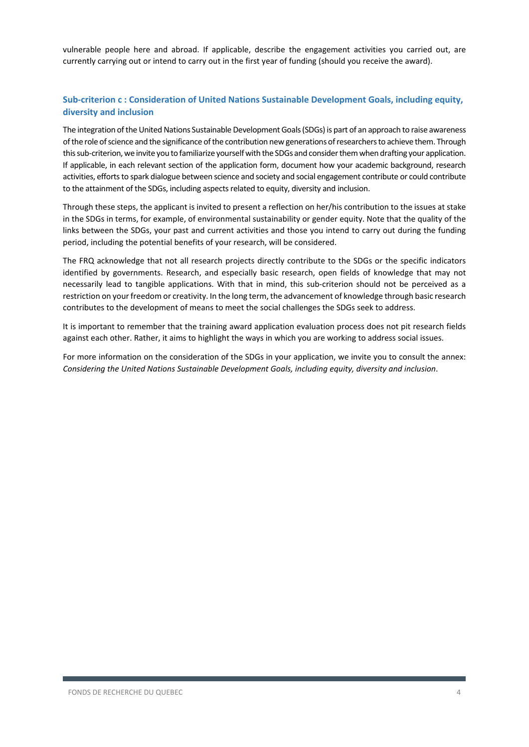vulnerable people here and abroad. If applicable, describe the engagement activities you carried out, are currently carrying out or intend to carry out in the first year of funding (should you receive the award).

### Sub-criterion c : Consideration of United Nations Sustainable Development Goals, including equity, diversity and inclusion

The integration of the United Nations Sustainable Development Goals (SDGs) is part of an approach to raise awareness of the role of science and the significance of the contribution new generations of researchers to achieve them. Through this sub-criterion, we invite you to familiarize yourself with the SDGs and consider them when drafting your application. If applicable, in each relevant section of the application form, document how your academic background, research activities, efforts to spark dialogue between science and society and social engagement contribute or could contribute to the attainment of the SDGs, including aspects related to equity, diversity and inclusion.

Through these steps, the applicant is invited to present a reflection on her/his contribution to the issues at stake in the SDGs in terms, for example, of environmental sustainability or gender equity. Note that the quality of the links between the SDGs, your past and current activities and those you intend to carry out during the funding period, including the potential benefits of your research, will be considered.

The FRQ acknowledge that not all research projects directly contribute to the SDGs or the specific indicators identified by governments. Research, and especially basic research, open fields of knowledge that may not necessarily lead to tangible applications. With that in mind, this sub-criterion should not be perceived as a restriction on your freedom or creativity. In the long term, the advancement of knowledge through basic research contributes to the development of means to meet the social challenges the SDGs seek to address.

It is important to remember that the training award application evaluation process does not pit research fields against each other. Rather, it aims to highlight the ways in which you are working to address social issues.

For more information on the consideration of the SDGs in your application, we invite you to consult the annex: *Considering the United Nations Sustainable Development Goals, including equity, diversity and inclusion*.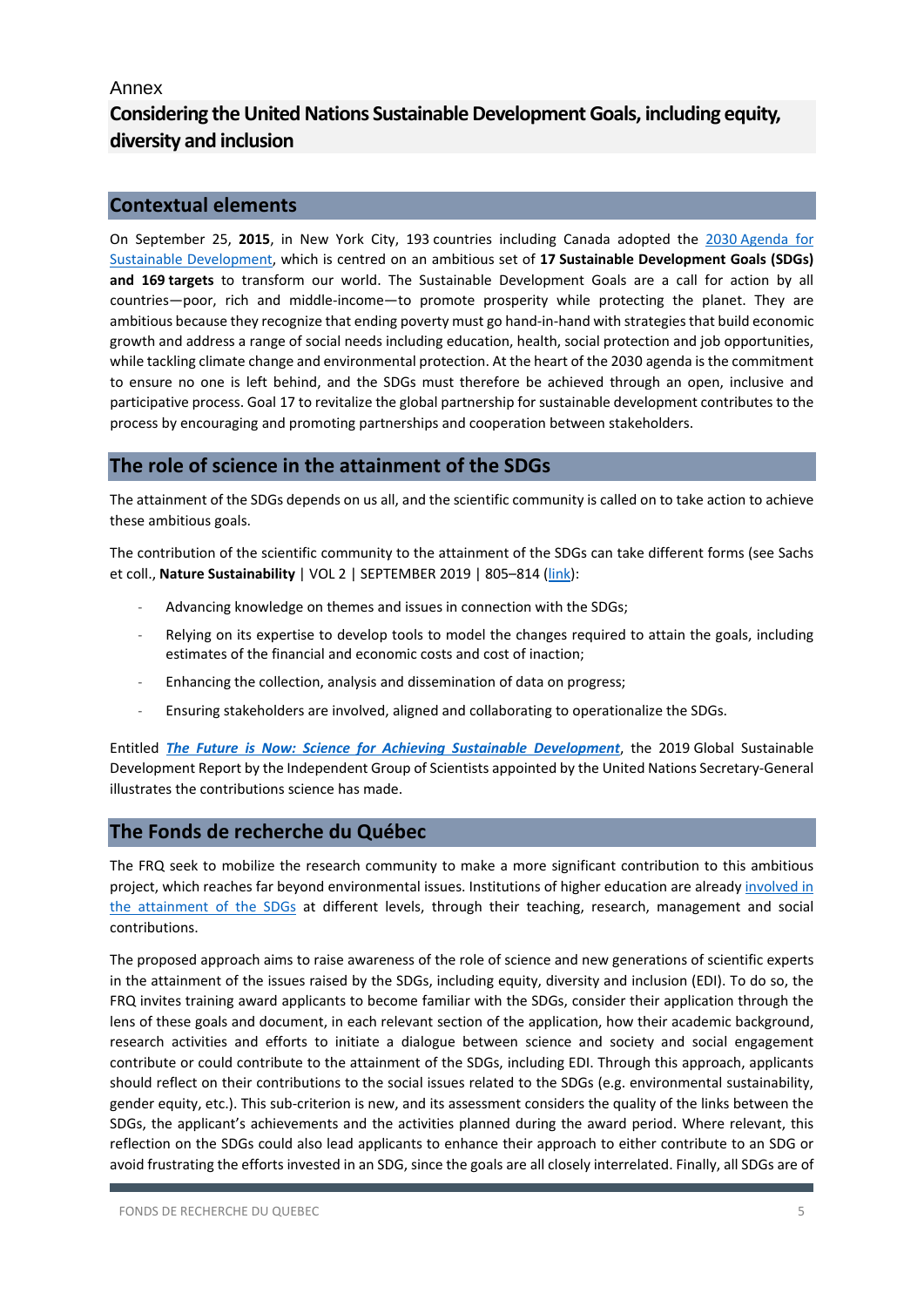Annex

# Considering the United Nations Sustainable Development Goals, including equity, diversity and inclusion

## Contextual elements

On September 25, **2015**, in New York City, 193 countries including Canada adopted the [2030 Agenda for Sustainable Development](), which is centred on an ambitious set of **17 Sustainable Development Goals (SDGs) and 169 targets** to transform our world. The Sustainable Development Goals are a call for action by all countries—poor, rich and middle-income—to promote prosperity while protecting the planet. They are ambitious because they recognize that ending poverty must go hand-in-hand with strategies that build economic growth and address a range of social needs including education, health, social protection and job opportunities, while tackling climate change and environmental protection. At the heart of the 2030 agenda is the commitment to ensure no one is left behind, and the SDGs must therefore be achieved through an open, inclusive and participative process. Goal 17 to revitalize the global partnership for sustainable development contributes to the process by encouraging and promoting partnerships and cooperation between stakeholders.

## The role of science in the attainment of the SDGs

The attainment of the SDGs depends on us all, and the scientific community is called on to take action to achieve these ambitious goals.

The contribution of the scientific community to the attainment of the SDGs can take different forms (see Sachs et coll., **Nature Sustainability** | VOL 2 | SEPTEMBER 2019 | 805–814 ([link]()):

- Advancing knowledge on themes and issues in connection with the SDGs;
- Relying on its expertise to develop tools to model the changes required to attain the goals, including estimates of the financial and economic costs and cost of inaction;
- Enhancing the collection, analysis and dissemination of data on progress;
- Ensuring stakeholders are involved, aligned and collaborating to operationalize the SDGs.

Entitled ***[The Future is Now: Science for Achieving Sustainable Development]()***, the 2019 Global Sustainable Development Report by the Independent Group of Scientists appointed by the United Nations Secretary-General illustrates the contributions science has made.

## The Fonds de recherche du Québec

The FRQ seek to mobilize the research community to make a more significant contribution to this ambitious project, which reaches far beyond environmental issues. Institutions of higher education are already [involved in the attainment of the SDGs]() at different levels, through their teaching, research, management and social contributions.

The proposed approach aims to raise awareness of the role of science and new generations of scientific experts in the attainment of the issues raised by the SDGs, including equity, diversity and inclusion (EDI). To do so, the FRQ invites training award applicants to become familiar with the SDGs, consider their application through the lens of these goals and document, in each relevant section of the application, how their academic background, research activities and efforts to initiate a dialogue between science and society and social engagement contribute or could contribute to the attainment of the SDGs, including EDI. Through this approach, applicants should reflect on their contributions to the social issues related to the SDGs (e.g. environmental sustainability, gender equity, etc.). This sub-criterion is new, and its assessment considers the quality of the links between the SDGs, the applicant's achievements and the activities planned during the award period. Where relevant, this reflection on the SDGs could also lead applicants to enhance their approach to either contribute to an SDG or avoid frustrating the efforts invested in an SDG, since the goals are all closely interrelated. Finally, all SDGs are of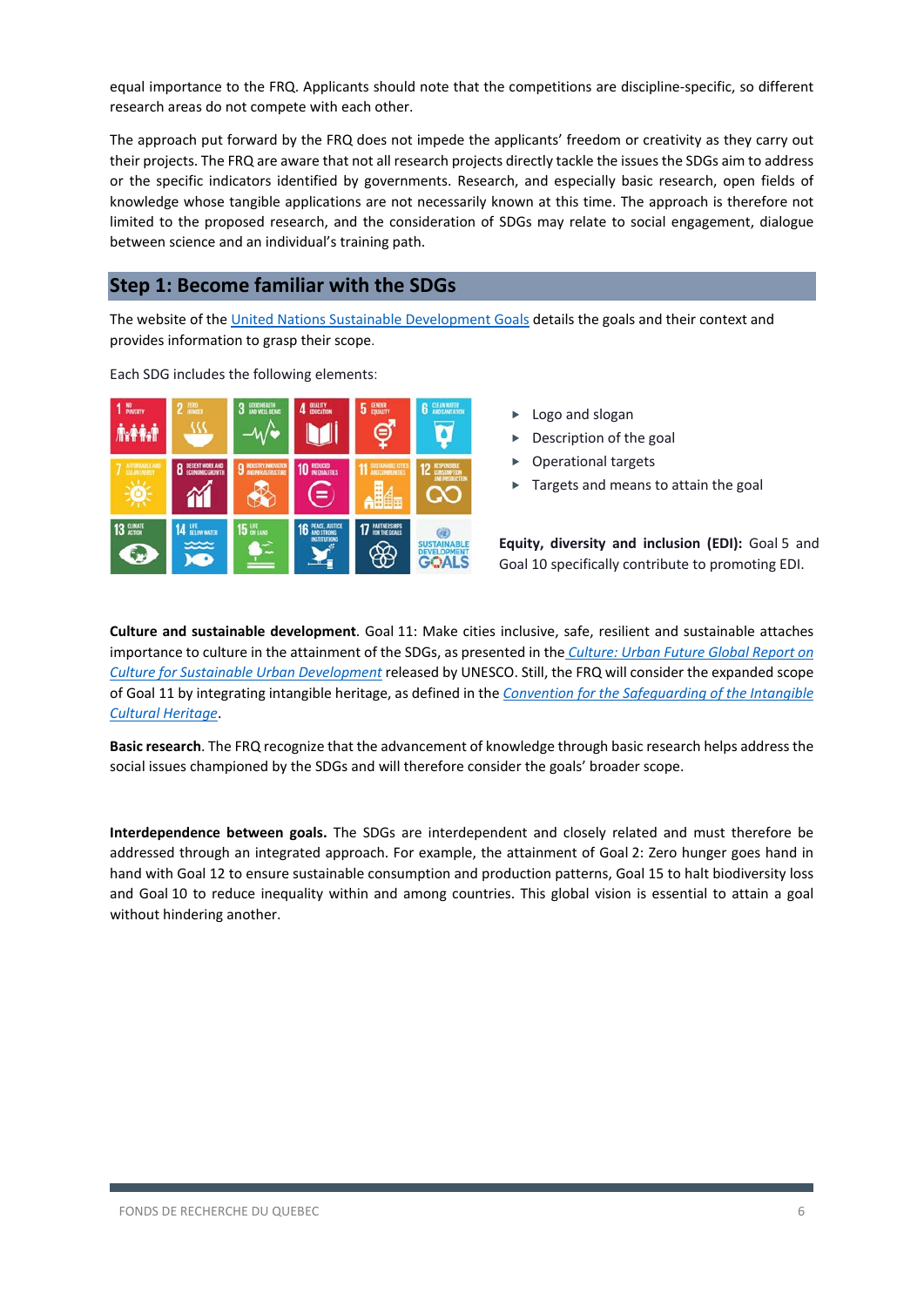equal importance to the FRQ. Applicants should note that the competitions are discipline-specific, so different research areas do not compete with each other.

The approach put forward by the FRQ does not impede the applicants' freedom or creativity as they carry out their projects. The FRQ are aware that not all research projects directly tackle the issues the SDGs aim to address or the specific indicators identified by governments. Research, and especially basic research, open fields of knowledge whose tangible applications are not necessarily known at this time. The approach is therefore not limited to the proposed research, and the consideration of SDGs may relate to social engagement, dialogue between science and an individual's training path.

## Step 1: Become familiar with the SDGs

The website of the United Nations Sustainable Development Goals details the goals and their context and provides information to grasp their scope.

Each SDG includes the following elements:

- Logo and slogan
- Description of the goal
- Operational targets
- Targets and means to attain the goal

**Equity, diversity and inclusion (EDI):** Goal 5 and Goal 10 specifically contribute to promoting EDI.

**Culture and sustainable development**. Goal 11: Make cities inclusive, safe, resilient and sustainable attaches importance to culture in the attainment of the SDGs, as presented in the *Culture: Urban Future Global Report on Culture for Sustainable Urban Development* released by UNESCO. Still, the FRQ will consider the expanded scope of Goal 11 by integrating intangible heritage, as defined in the *Convention for the Safeguarding of the Intangible Cultural Heritage*.

**Basic research**. The FRQ recognize that the advancement of knowledge through basic research helps address the social issues championed by the SDGs and will therefore consider the goals' broader scope.

**Interdependence between goals.** The SDGs are interdependent and closely related and must therefore be addressed through an integrated approach. For example, the attainment of Goal 2: Zero hunger goes hand in hand with Goal 12 to ensure sustainable consumption and production patterns, Goal 15 to halt biodiversity loss and Goal 10 to reduce inequality within and among countries. This global vision is essential to attain a goal without hindering another.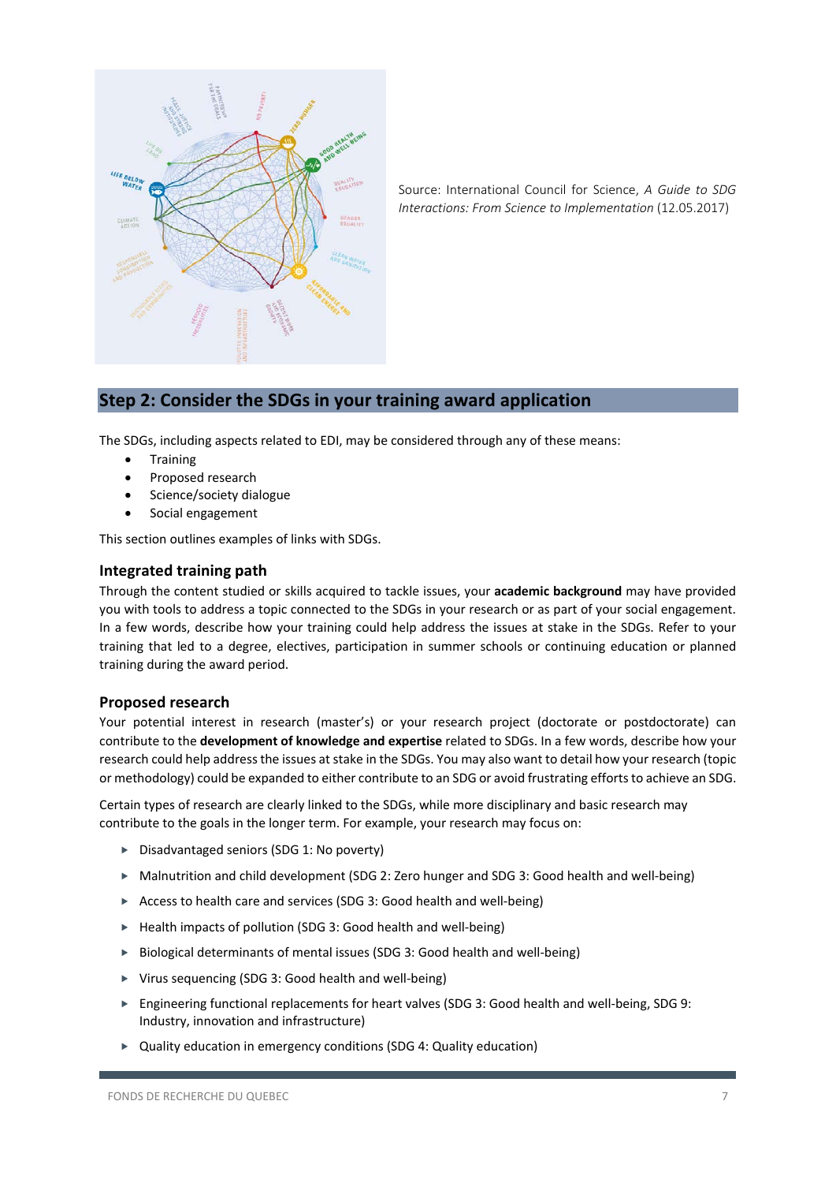Source: International Council for Science, *A Guide to SDG Interactions: From Science to Implementation* (12.05.2017)

## Step 2: Consider the SDGs in your training award application

The SDGs, including aspects related to EDI, may be considered through any of these means:

- Training
- Proposed research
- Science/society dialogue
- Social engagement

This section outlines examples of links with SDGs.

### Integrated training path

Through the content studied or skills acquired to tackle issues, your **academic background** may have provided you with tools to address a topic connected to the SDGs in your research or as part of your social engagement. In a few words, describe how your training could help address the issues at stake in the SDGs. Refer to your training that led to a degree, electives, participation in summer schools or continuing education or planned training during the award period.

### Proposed research

Your potential interest in research (master's) or your research project (doctorate or postdoctorate) can contribute to the **development of knowledge and expertise** related to SDGs. In a few words, describe how your research could help address the issues at stake in the SDGs. You may also want to detail how your research (topic or methodology) could be expanded to either contribute to an SDG or avoid frustrating efforts to achieve an SDG.

Certain types of research are clearly linked to the SDGs, while more disciplinary and basic research may contribute to the goals in the longer term. For example, your research may focus on:

- Disadvantaged seniors (SDG 1: No poverty)
- Malnutrition and child development (SDG 2: Zero hunger and SDG 3: Good health and well-being)
- Access to health care and services (SDG 3: Good health and well-being)
- Health impacts of pollution (SDG 3: Good health and well-being)
- Biological determinants of mental issues (SDG 3: Good health and well-being)
- Virus sequencing (SDG 3: Good health and well-being)
- Engineering functional replacements for heart valves (SDG 3: Good health and well-being, SDG 9: Industry, innovation and infrastructure)
- Quality education in emergency conditions (SDG 4: Quality education)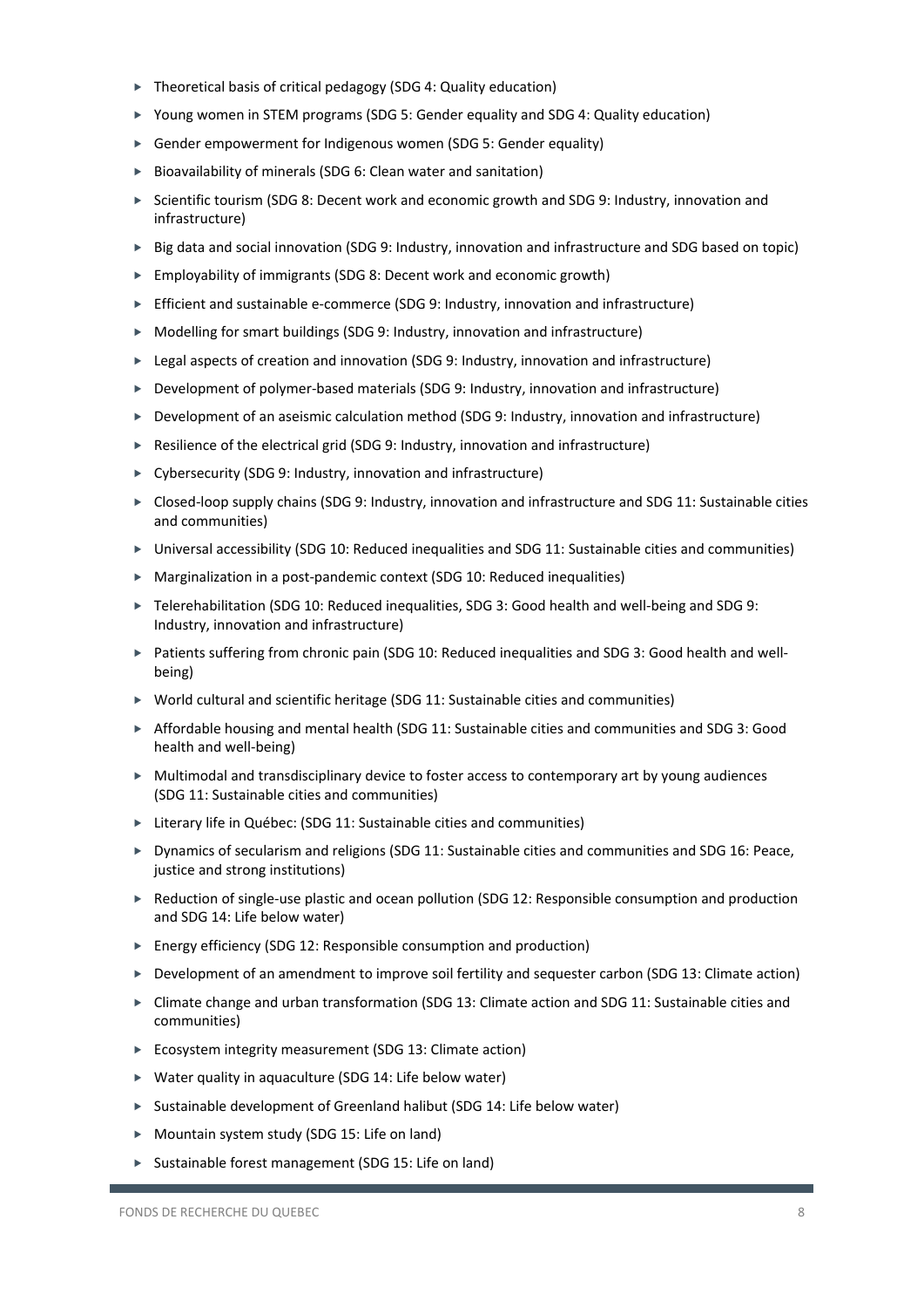- Theoretical basis of critical pedagogy (SDG 4: Quality education)
- Young women in STEM programs (SDG 5: Gender equality and SDG 4: Quality education)
- Gender empowerment for Indigenous women (SDG 5: Gender equality)
- Bioavailability of minerals (SDG 6: Clean water and sanitation)
- Scientific tourism (SDG 8: Decent work and economic growth and SDG 9: Industry, innovation and infrastructure)
- Big data and social innovation (SDG 9: Industry, innovation and infrastructure and SDG based on topic)
- Employability of immigrants (SDG 8: Decent work and economic growth)
- Efficient and sustainable e-commerce (SDG 9: Industry, innovation and infrastructure)
- Modelling for smart buildings (SDG 9: Industry, innovation and infrastructure)
- Legal aspects of creation and innovation (SDG 9: Industry, innovation and infrastructure)
- Development of polymer-based materials (SDG 9: Industry, innovation and infrastructure)
- Development of an aseismic calculation method (SDG 9: Industry, innovation and infrastructure)
- Resilience of the electrical grid (SDG 9: Industry, innovation and infrastructure)
- Cybersecurity (SDG 9: Industry, innovation and infrastructure)
- Closed-loop supply chains (SDG 9: Industry, innovation and infrastructure and SDG 11: Sustainable cities and communities)
- Universal accessibility (SDG 10: Reduced inequalities and SDG 11: Sustainable cities and communities)
- Marginalization in a post-pandemic context (SDG 10: Reduced inequalities)
- Telerehabilitation (SDG 10: Reduced inequalities, SDG 3: Good health and well-being and SDG 9: Industry, innovation and infrastructure)
- Patients suffering from chronic pain (SDG 10: Reduced inequalities and SDG 3: Good health and well-being)
- World cultural and scientific heritage (SDG 11: Sustainable cities and communities)
- Affordable housing and mental health (SDG 11: Sustainable cities and communities and SDG 3: Good health and well-being)
- Multimodal and transdisciplinary device to foster access to contemporary art by young audiences (SDG 11: Sustainable cities and communities)
- Literary life in Québec: (SDG 11: Sustainable cities and communities)
- Dynamics of secularism and religions (SDG 11: Sustainable cities and communities and SDG 16: Peace, justice and strong institutions)
- Reduction of single-use plastic and ocean pollution (SDG 12: Responsible consumption and production and SDG 14: Life below water)
- Energy efficiency (SDG 12: Responsible consumption and production)
- Development of an amendment to improve soil fertility and sequester carbon (SDG 13: Climate action)
- Climate change and urban transformation (SDG 13: Climate action and SDG 11: Sustainable cities and communities)
- Ecosystem integrity measurement (SDG 13: Climate action)
- Water quality in aquaculture (SDG 14: Life below water)
- Sustainable development of Greenland halibut (SDG 14: Life below water)
- Mountain system study (SDG 15: Life on land)
- Sustainable forest management (SDG 15: Life on land)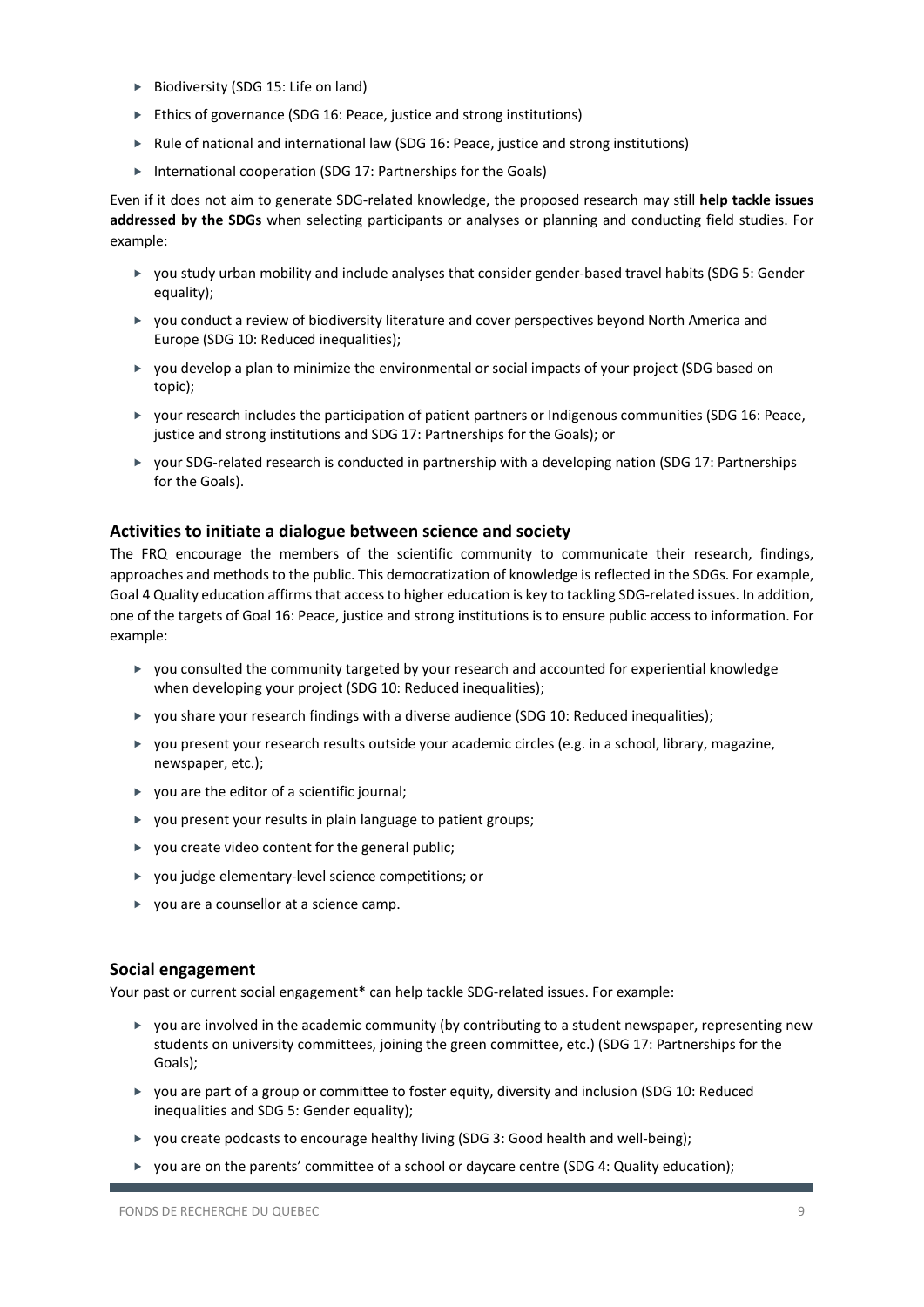- Biodiversity (SDG 15: Life on land)
- Ethics of governance (SDG 16: Peace, justice and strong institutions)
- Rule of national and international law (SDG 16: Peace, justice and strong institutions)
- International cooperation (SDG 17: Partnerships for the Goals)

Even if it does not aim to generate SDG-related knowledge, the proposed research may still **help tackle issues addressed by the SDGs** when selecting participants or analyses or planning and conducting field studies. For example:

- you study urban mobility and include analyses that consider gender-based travel habits (SDG 5: Gender equality);
- you conduct a review of biodiversity literature and cover perspectives beyond North America and Europe (SDG 10: Reduced inequalities);
- you develop a plan to minimize the environmental or social impacts of your project (SDG based on topic);
- your research includes the participation of patient partners or Indigenous communities (SDG 16: Peace, justice and strong institutions and SDG 17: Partnerships for the Goals); or
- your SDG-related research is conducted in partnership with a developing nation (SDG 17: Partnerships for the Goals).

### Activities to initiate a dialogue between science and society

The FRQ encourage the members of the scientific community to communicate their research, findings, approaches and methods to the public. This democratization of knowledge is reflected in the SDGs. For example, Goal 4 Quality education affirms that access to higher education is key to tackling SDG-related issues. In addition, one of the targets of Goal 16: Peace, justice and strong institutions is to ensure public access to information. For example:

- you consulted the community targeted by your research and accounted for experiential knowledge when developing your project (SDG 10: Reduced inequalities);
- you share your research findings with a diverse audience (SDG 10: Reduced inequalities);
- you present your research results outside your academic circles (e.g. in a school, library, magazine, newspaper, etc.);
- you are the editor of a scientific journal;
- you present your results in plain language to patient groups;
- you create video content for the general public;
- you judge elementary-level science competitions; or
- you are a counsellor at a science camp.

### Social engagement

Your past or current social engagement* can help tackle SDG-related issues. For example:

- you are involved in the academic community (by contributing to a student newspaper, representing new students on university committees, joining the green committee, etc.) (SDG 17: Partnerships for the Goals);
- you are part of a group or committee to foster equity, diversity and inclusion (SDG 10: Reduced inequalities and SDG 5: Gender equality);
- you create podcasts to encourage healthy living (SDG 3: Good health and well-being);
- you are on the parents' committee of a school or daycare centre (SDG 4: Quality education);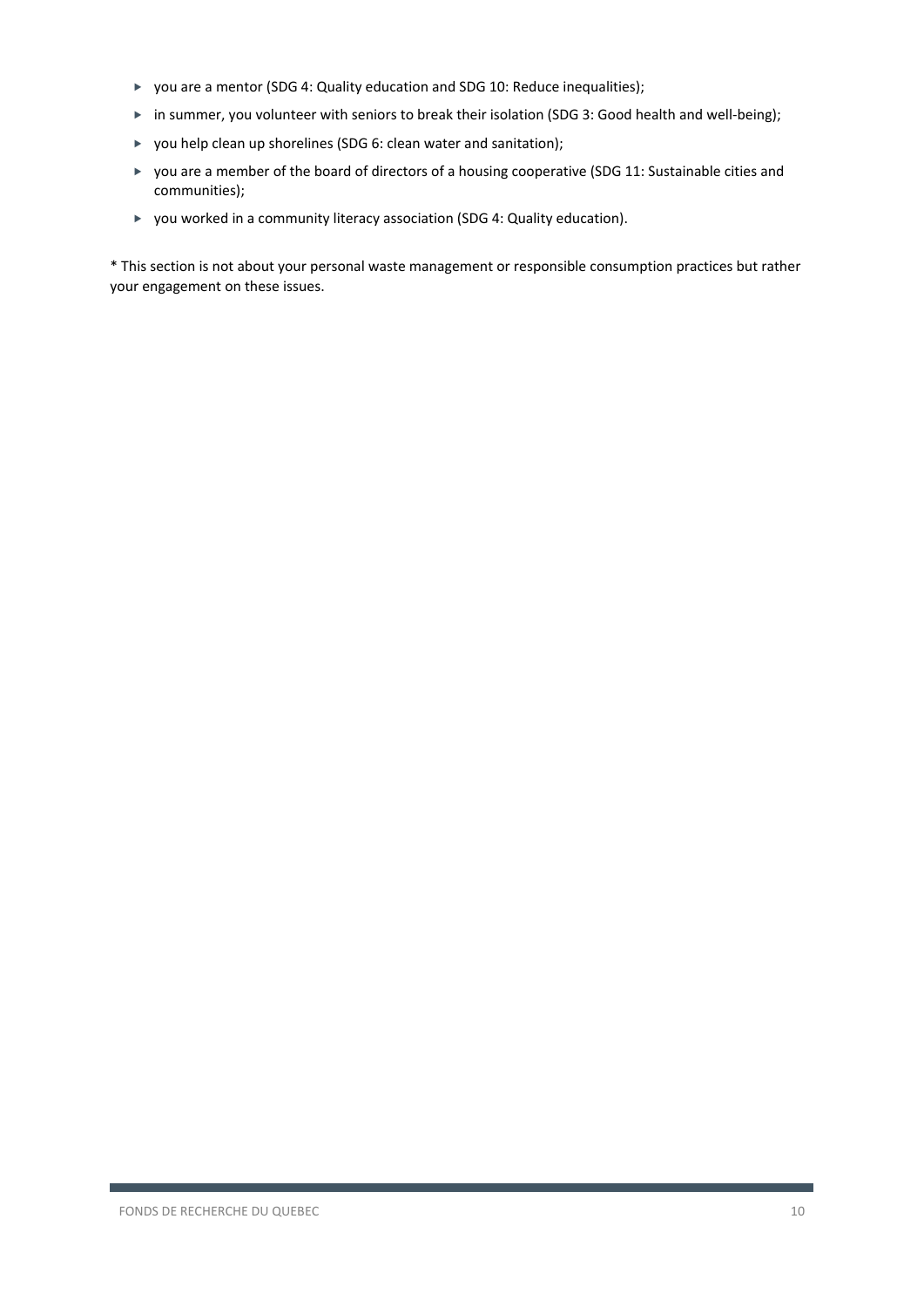- you are a mentor (SDG 4: Quality education and SDG 10: Reduce inequalities);
- in summer, you volunteer with seniors to break their isolation (SDG 3: Good health and well-being);
- you help clean up shorelines (SDG 6: clean water and sanitation);
- you are a member of the board of directors of a housing cooperative (SDG 11: Sustainable cities and communities);
- you worked in a community literacy association (SDG 4: Quality education).

* This section is not about your personal waste management or responsible consumption practices but rather your engagement on these issues.